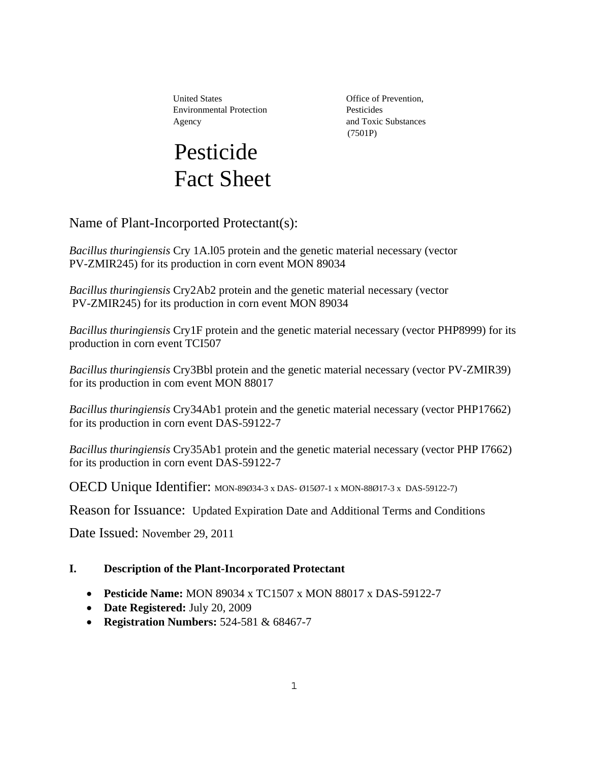United States Environmental Protection Agency

Office of Prevention, Pesticides and Toxic Substances (7501P)

# Pesticide Fact Sheet

## Name of Plant-Incorported Protectant(s):

*Bacillus thuringiensis* Cry 1A.l05 protein and the genetic material necessary (vector PV-ZMIR245) for its production in corn event MON 89034

*Bacillus thuringiensis* Cry2Ab2 protein and the genetic material necessary (vector PV-ZMIR245) for its production in corn event MON 89034

*Bacillus thuringiensis* Cry1F protein and the genetic material necessary (vector PHP8999) for its production in corn event TCI507

*Bacillus thuringiensis* Cry3Bbl protein and the genetic material necessary (vector PV-ZMIR39) for its production in com event MON 88017

*Bacillus thuringiensis* Cry34Ab1 protein and the genetic material necessary (vector PHP17662) for its production in corn event DAS-59122-7

*Bacillus thuringiensis* Cry35Ab1 protein and the genetic material necessary (vector PHP I7662) for its production in corn event DAS-59122-7

OECD Unique Identifier: MON-89Ø34-3 x DAS- Ø15Ø7-1 x MON-88Ø17-3 x DAS-59122-7)

Reason for Issuance: Updated Expiration Date and Additional Terms and Conditions

Date Issued: November 29, 2011

### I. Description of the Plant-Incorporated Protectant

- **Pesticide Name:** MON 89034 x TC1507 x MON 88017 x DAS-59122-7
- **Date Registered:** July 20, 2009
- **Registration Numbers:** 524-581 & 68467-7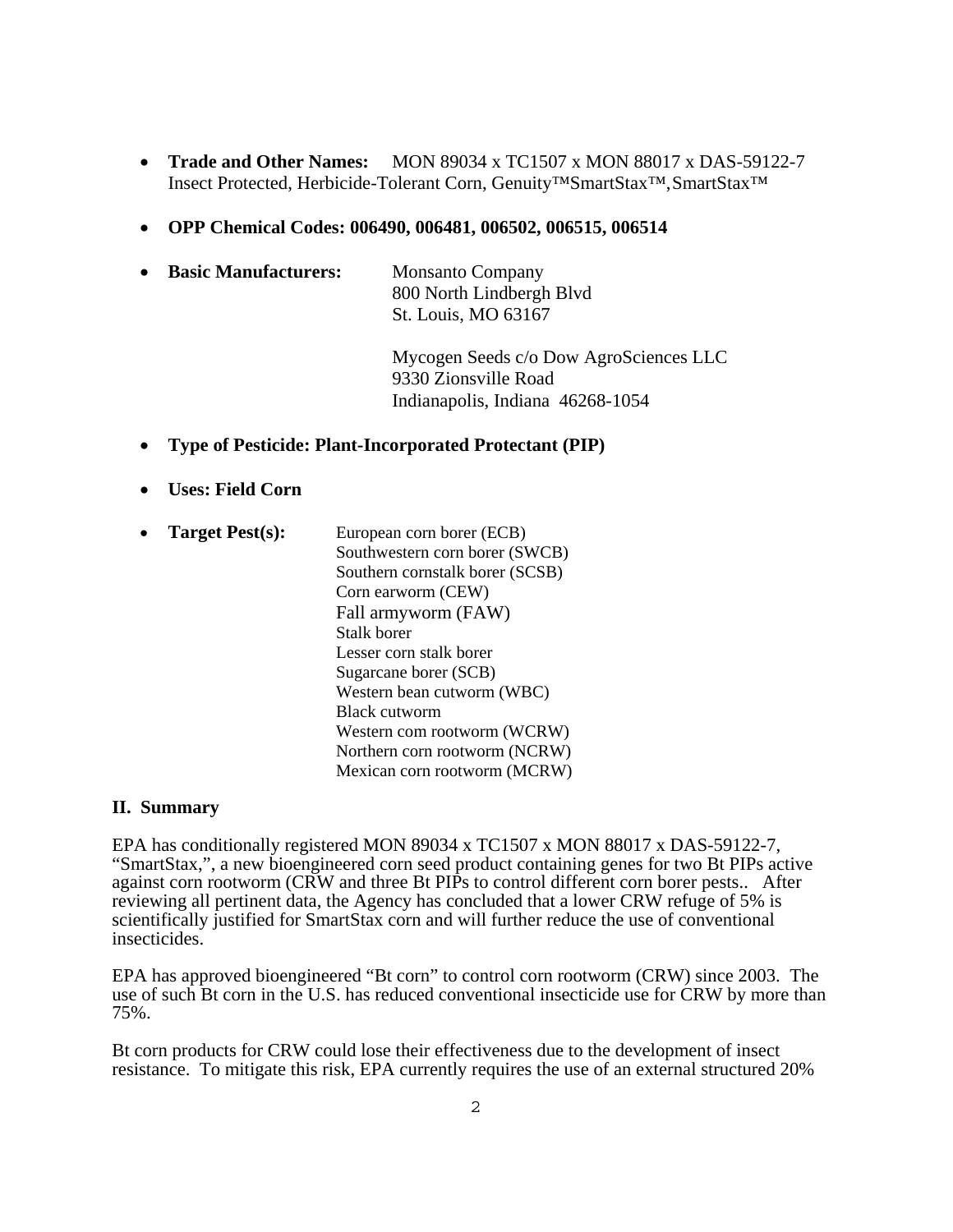- **Trade and Other Names:** MON 89034 x TC1507 x MON 88017 x DAS-59122-7 Insect Protected, Herbicide-Tolerant Corn, Genuity™SmartStax™, SmartStax™

- **OPP Chemical Codes: 006490, 006481, 006502, 006515, 006514**

- **Basic Manufacturers:** Monsanto Company
  800 North Lindbergh Blvd
  St. Louis, MO 63167

  Mycogen Seeds c/o Dow AgroSciences LLC
  9330 Zionsville Road
  Indianapolis, Indiana 46268-1054

- **Type of Pesticide: Plant-Incorporated Protectant (PIP)**

- **Uses: Field Corn**

- **Target Pest(s):** European corn borer (ECB)
  Southwestern corn borer (SWCB)
  Southern cornstalk borer (SCSB)
  Corn earworm (CEW)
  Fall armyworm (FAW)
  Stalk borer
  Lesser corn stalk borer
  Sugarcane borer (SCB)
  Western bean cutworm (WBC)
  Black cutworm
  Western com rootworm (WCRW)
  Northern corn rootworm (NCRW)
  Mexican corn rootworm (MCRW)

## II. Summary

EPA has conditionally registered MON 89034 x TC1507 x MON 88017 x DAS-59122-7, "SmartStax,", a new bioengineered corn seed product containing genes for two Bt PIPs active against corn rootworm (CRW and three Bt PIPs to control different corn borer pests.. After reviewing all pertinent data, the Agency has concluded that a lower CRW refuge of 5% is scientifically justified for SmartStax corn and will further reduce the use of conventional insecticides.

EPA has approved bioengineered "Bt corn" to control corn rootworm (CRW) since 2003. The use of such Bt corn in the U.S. has reduced conventional insecticide use for CRW by more than 75%.

Bt corn products for CRW could lose their effectiveness due to the development of insect resistance. To mitigate this risk, EPA currently requires the use of an external structured 20%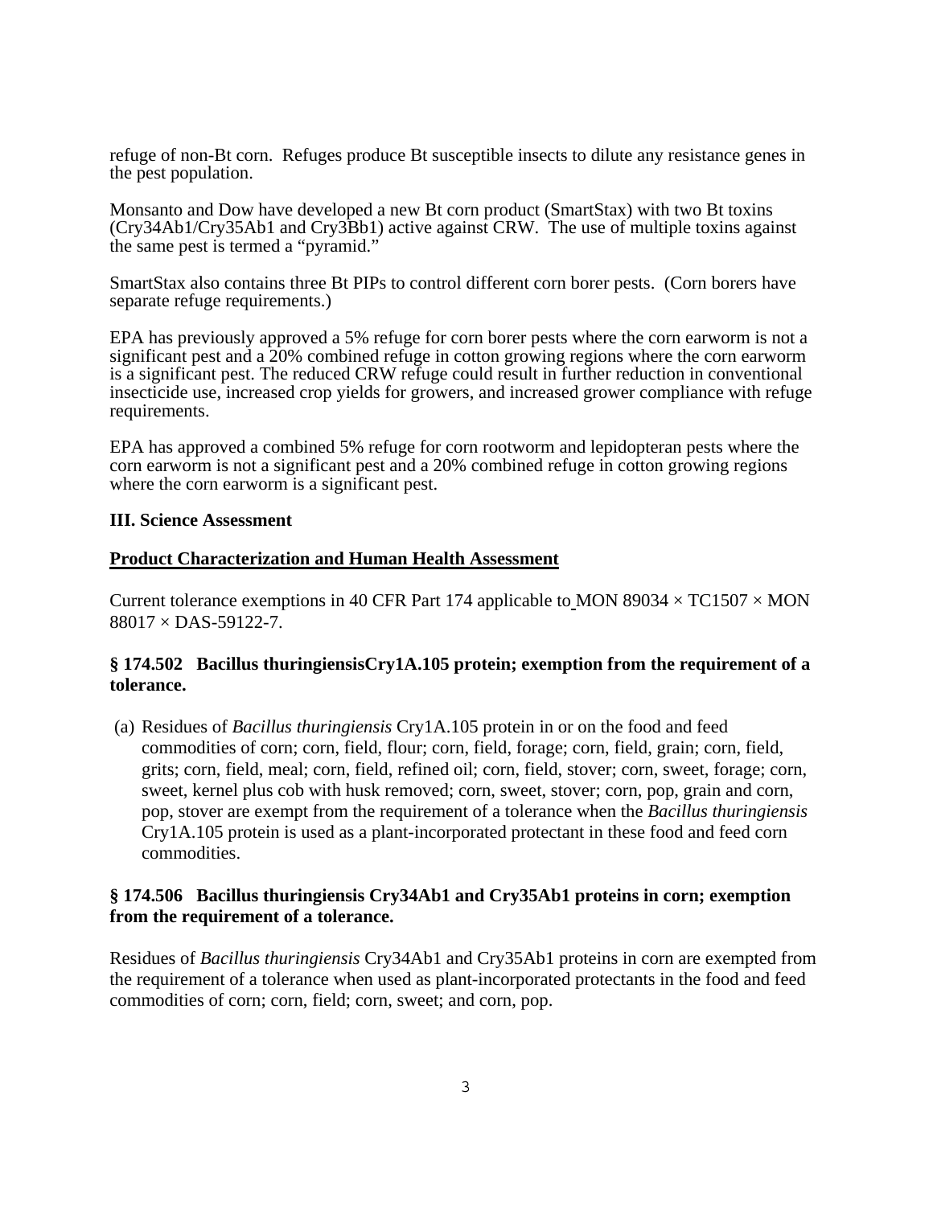refuge of non-Bt corn. Refuges produce Bt susceptible insects to dilute any resistance genes in the pest population.

Monsanto and Dow have developed a new Bt corn product (SmartStax) with two Bt toxins (Cry34Ab1/Cry35Ab1 and Cry3Bb1) active against CRW. The use of multiple toxins against the same pest is termed a "pyramid."

SmartStax also contains three Bt PIPs to control different corn borer pests. (Corn borers have separate refuge requirements.)

EPA has previously approved a 5% refuge for corn borer pests where the corn earworm is not a significant pest and a 20% combined refuge in cotton growing regions where the corn earworm is a significant pest. The reduced CRW refuge could result in further reduction in conventional insecticide use, increased crop yields for growers, and increased grower compliance with refuge requirements.

EPA has approved a combined 5% refuge for corn rootworm and lepidopteran pests where the corn earworm is not a significant pest and a 20% combined refuge in cotton growing regions where the corn earworm is a significant pest.

**III. Science Assessment**

**Product Characterization and Human Health Assessment**

Current tolerance exemptions in 40 CFR Part 174 applicable to MON 89034 × TC1507 × MON 88017 × DAS-59122-7.

**§ 174.502 Bacillus thuringiensisCry1A.105 protein; exemption from the requirement of a tolerance.**

(a) Residues of *Bacillus thuringiensis* Cry1A.105 protein in or on the food and feed commodities of corn; corn, field, flour; corn, field, forage; corn, field, grain; corn, field, grits; corn, field, meal; corn, field, refined oil; corn, field, stover; corn, sweet, forage; corn, sweet, kernel plus cob with husk removed; corn, sweet, stover; corn, pop, grain and corn, pop, stover are exempt from the requirement of a tolerance when the *Bacillus thuringiensis* Cry1A.105 protein is used as a plant-incorporated protectant in these food and feed corn commodities.

**§ 174.506 Bacillus thuringiensis Cry34Ab1 and Cry35Ab1 proteins in corn; exemption from the requirement of a tolerance.**

Residues of *Bacillus thuringiensis* Cry34Ab1 and Cry35Ab1 proteins in corn are exempted from the requirement of a tolerance when used as plant-incorporated protectants in the food and feed commodities of corn; corn, field; corn, sweet; and corn, pop.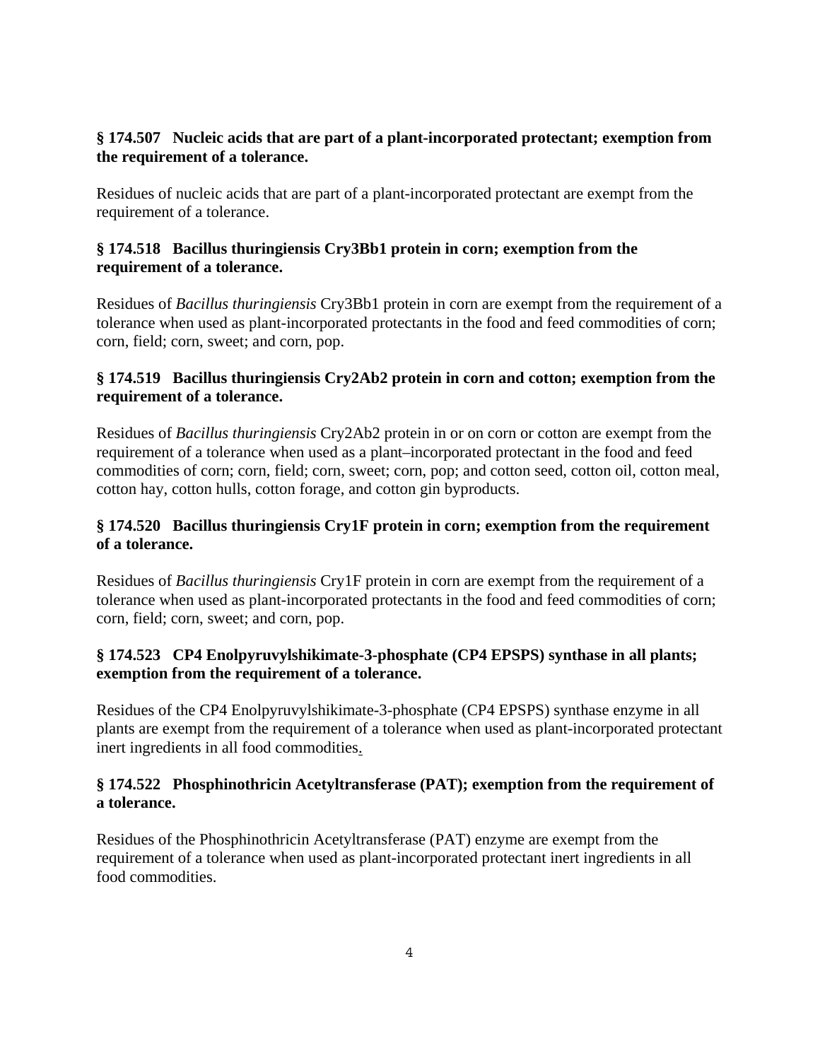**§ 174.507 Nucleic acids that are part of a plant-incorporated protectant; exemption from the requirement of a tolerance.**

Residues of nucleic acids that are part of a plant-incorporated protectant are exempt from the requirement of a tolerance.

**§ 174.518 Bacillus thuringiensis Cry3Bb1 protein in corn; exemption from the requirement of a tolerance.**

Residues of *Bacillus thuringiensis* Cry3Bb1 protein in corn are exempt from the requirement of a tolerance when used as plant-incorporated protectants in the food and feed commodities of corn; corn, field; corn, sweet; and corn, pop.

**§ 174.519 Bacillus thuringiensis Cry2Ab2 protein in corn and cotton; exemption from the requirement of a tolerance.**

Residues of *Bacillus thuringiensis* Cry2Ab2 protein in or on corn or cotton are exempt from the requirement of a tolerance when used as a plant–incorporated protectant in the food and feed commodities of corn; corn, field; corn, sweet; corn, pop; and cotton seed, cotton oil, cotton meal, cotton hay, cotton hulls, cotton forage, and cotton gin byproducts.

**§ 174.520 Bacillus thuringiensis Cry1F protein in corn; exemption from the requirement of a tolerance.**

Residues of *Bacillus thuringiensis* Cry1F protein in corn are exempt from the requirement of a tolerance when used as plant-incorporated protectants in the food and feed commodities of corn; corn, field; corn, sweet; and corn, pop.

**§ 174.523 CP4 Enolpyruvylshikimate-3-phosphate (CP4 EPSPS) synthase in all plants; exemption from the requirement of a tolerance.**

Residues of the CP4 Enolpyruvylshikimate-3-phosphate (CP4 EPSPS) synthase enzyme in all plants are exempt from the requirement of a tolerance when used as plant-incorporated protectant inert ingredients in all food commodities.

**§ 174.522 Phosphinothricin Acetyltransferase (PAT); exemption from the requirement of a tolerance.**

Residues of the Phosphinothricin Acetyltransferase (PAT) enzyme are exempt from the requirement of a tolerance when used as plant-incorporated protectant inert ingredients in all food commodities.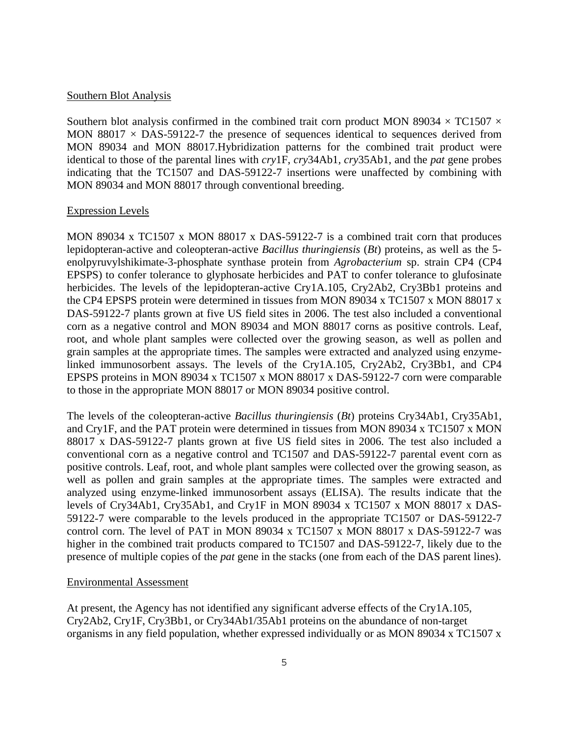Southern Blot Analysis

Southern blot analysis confirmed in the combined trait corn product MON 89034 × TC1507 × MON 88017 × DAS-59122-7 the presence of sequences identical to sequences derived from MON 89034 and MON 88017.Hybridization patterns for the combined trait product were identical to those of the parental lines with *cry*1F, *cry*34Ab1, *cry*35Ab1, and the *pat* gene probes indicating that the TC1507 and DAS-59122-7 insertions were unaffected by combining with MON 89034 and MON 88017 through conventional breeding.

Expression Levels

MON 89034 x TC1507 x MON 88017 x DAS-59122-7 is a combined trait corn that produces lepidopteran-active and coleopteran-active *Bacillus thuringiensis* (*Bt*) proteins, as well as the 5-enolpyruvylshikimate-3-phosphate synthase protein from *Agrobacterium* sp. strain CP4 (CP4 EPSPS) to confer tolerance to glyphosate herbicides and PAT to confer tolerance to glufosinate herbicides. The levels of the lepidopteran-active Cry1A.105, Cry2Ab2, Cry3Bb1 proteins and the CP4 EPSPS protein were determined in tissues from MON 89034 x TC1507 x MON 88017 x DAS-59122-7 plants grown at five US field sites in 2006. The test also included a conventional corn as a negative control and MON 89034 and MON 88017 corns as positive controls. Leaf, root, and whole plant samples were collected over the growing season, as well as pollen and grain samples at the appropriate times. The samples were extracted and analyzed using enzyme-linked immunosorbent assays. The levels of the Cry1A.105, Cry2Ab2, Cry3Bb1, and CP4 EPSPS proteins in MON 89034 x TC1507 x MON 88017 x DAS-59122-7 corn were comparable to those in the appropriate MON 88017 or MON 89034 positive control.

The levels of the coleopteran-active *Bacillus thuringiensis* (*Bt*) proteins Cry34Ab1, Cry35Ab1, and Cry1F, and the PAT protein were determined in tissues from MON 89034 x TC1507 x MON 88017 x DAS-59122-7 plants grown at five US field sites in 2006. The test also included a conventional corn as a negative control and TC1507 and DAS-59122-7 parental event corn as positive controls. Leaf, root, and whole plant samples were collected over the growing season, as well as pollen and grain samples at the appropriate times. The samples were extracted and analyzed using enzyme-linked immunosorbent assays (ELISA). The results indicate that the levels of Cry34Ab1, Cry35Ab1, and Cry1F in MON 89034 x TC1507 x MON 88017 x DAS-59122-7 were comparable to the levels produced in the appropriate TC1507 or DAS-59122-7 control corn. The level of PAT in MON 89034 x TC1507 x MON 88017 x DAS-59122-7 was higher in the combined trait products compared to TC1507 and DAS-59122-7, likely due to the presence of multiple copies of the *pat* gene in the stacks (one from each of the DAS parent lines).

Environmental Assessment

At present, the Agency has not identified any significant adverse effects of the Cry1A.105, Cry2Ab2, Cry1F, Cry3Bb1, or Cry34Ab1/35Ab1 proteins on the abundance of non-target organisms in any field population, whether expressed individually or as MON 89034 x TC1507 x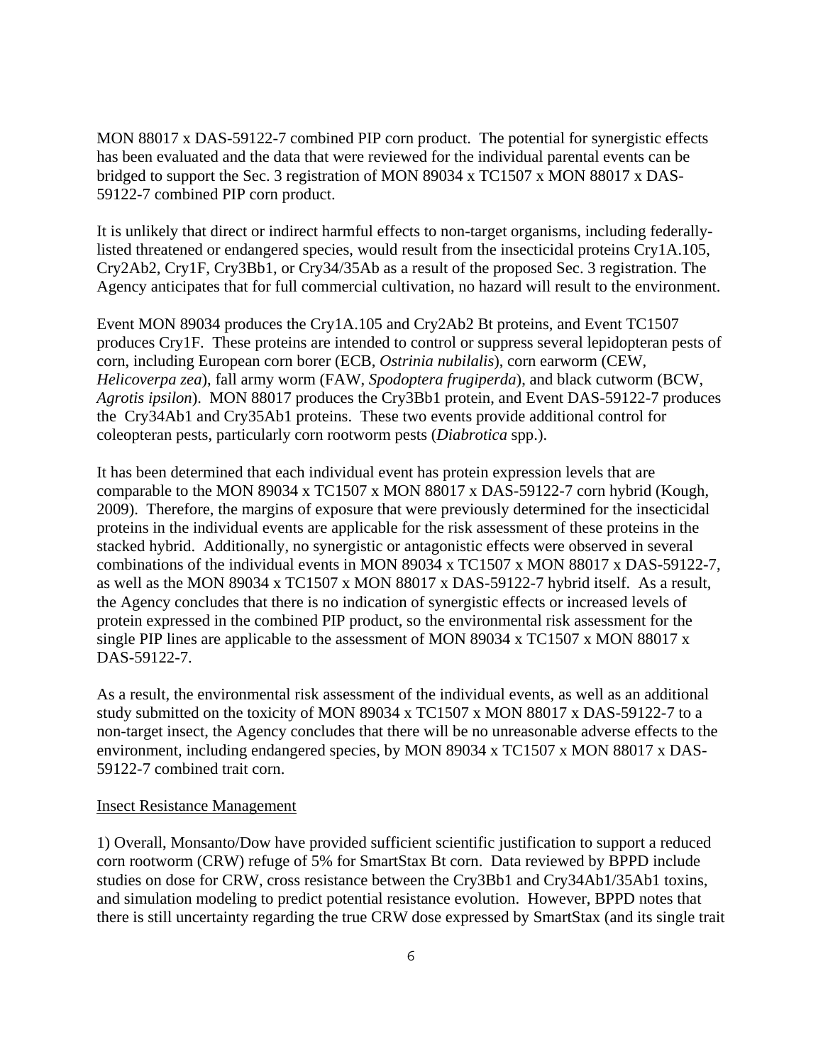MON 88017 x DAS-59122-7 combined PIP corn product. The potential for synergistic effects has been evaluated and the data that were reviewed for the individual parental events can be bridged to support the Sec. 3 registration of MON 89034 x TC1507 x MON 88017 x DAS-59122-7 combined PIP corn product.

It is unlikely that direct or indirect harmful effects to non-target organisms, including federally-listed threatened or endangered species, would result from the insecticidal proteins Cry1A.105, Cry2Ab2, Cry1F, Cry3Bb1, or Cry34/35Ab as a result of the proposed Sec. 3 registration. The Agency anticipates that for full commercial cultivation, no hazard will result to the environment.

Event MON 89034 produces the Cry1A.105 and Cry2Ab2 Bt proteins, and Event TC1507 produces Cry1F. These proteins are intended to control or suppress several lepidopteran pests of corn, including European corn borer (ECB, *Ostrinia nubilalis*), corn earworm (CEW, *Helicoverpa zea*), fall army worm (FAW, *Spodoptera frugiperda*), and black cutworm (BCW, *Agrotis ipsilon*). MON 88017 produces the Cry3Bb1 protein, and Event DAS-59122-7 produces the Cry34Ab1 and Cry35Ab1 proteins. These two events provide additional control for coleopteran pests, particularly corn rootworm pests (*Diabrotica* spp.).

It has been determined that each individual event has protein expression levels that are comparable to the MON 89034 x TC1507 x MON 88017 x DAS-59122-7 corn hybrid (Kough, 2009). Therefore, the margins of exposure that were previously determined for the insecticidal proteins in the individual events are applicable for the risk assessment of these proteins in the stacked hybrid. Additionally, no synergistic or antagonistic effects were observed in several combinations of the individual events in MON 89034 x TC1507 x MON 88017 x DAS-59122-7, as well as the MON 89034 x TC1507 x MON 88017 x DAS-59122-7 hybrid itself. As a result, the Agency concludes that there is no indication of synergistic effects or increased levels of protein expressed in the combined PIP product, so the environmental risk assessment for the single PIP lines are applicable to the assessment of MON 89034 x TC1507 x MON 88017 x DAS-59122-7.

As a result, the environmental risk assessment of the individual events, as well as an additional study submitted on the toxicity of MON 89034 x TC1507 x MON 88017 x DAS-59122-7 to a non-target insect, the Agency concludes that there will be no unreasonable adverse effects to the environment, including endangered species, by MON 89034 x TC1507 x MON 88017 x DAS-59122-7 combined trait corn.

Insect Resistance Management

1) Overall, Monsanto/Dow have provided sufficient scientific justification to support a reduced corn rootworm (CRW) refuge of 5% for SmartStax Bt corn. Data reviewed by BPPD include studies on dose for CRW, cross resistance between the Cry3Bb1 and Cry34Ab1/35Ab1 toxins, and simulation modeling to predict potential resistance evolution. However, BPPD notes that there is still uncertainty regarding the true CRW dose expressed by SmartStax (and its single trait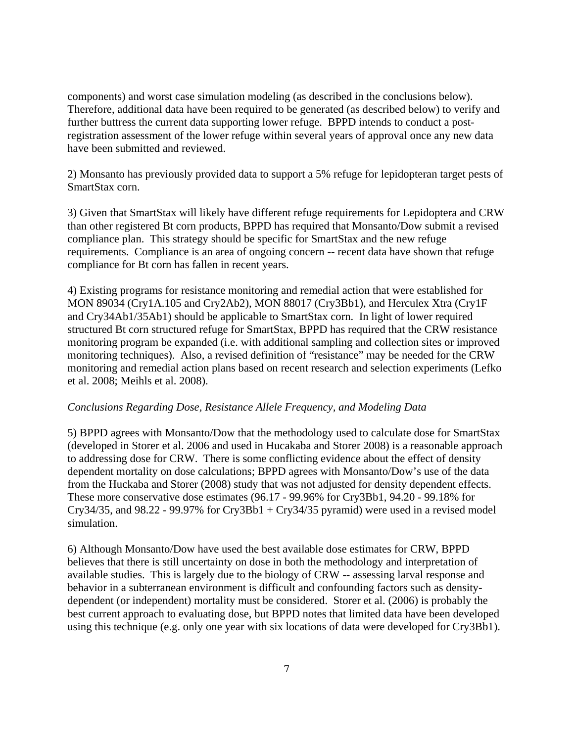components) and worst case simulation modeling (as described in the conclusions below). Therefore, additional data have been required to be generated (as described below) to verify and further buttress the current data supporting lower refuge. BPPD intends to conduct a post-registration assessment of the lower refuge within several years of approval once any new data have been submitted and reviewed.

2) Monsanto has previously provided data to support a 5% refuge for lepidopteran target pests of SmartStax corn.

3) Given that SmartStax will likely have different refuge requirements for Lepidoptera and CRW than other registered Bt corn products, BPPD has required that Monsanto/Dow submit a revised compliance plan. This strategy should be specific for SmartStax and the new refuge requirements. Compliance is an area of ongoing concern -- recent data have shown that refuge compliance for Bt corn has fallen in recent years.

4) Existing programs for resistance monitoring and remedial action that were established for MON 89034 (Cry1A.105 and Cry2Ab2), MON 88017 (Cry3Bb1), and Herculex Xtra (Cry1F and Cry34Ab1/35Ab1) should be applicable to SmartStax corn. In light of lower required structured Bt corn structured refuge for SmartStax, BPPD has required that the CRW resistance monitoring program be expanded (i.e. with additional sampling and collection sites or improved monitoring techniques). Also, a revised definition of "resistance" may be needed for the CRW monitoring and remedial action plans based on recent research and selection experiments (Lefko et al. 2008; Meihls et al. 2008).

*Conclusions Regarding Dose, Resistance Allele Frequency, and Modeling Data*

5) BPPD agrees with Monsanto/Dow that the methodology used to calculate dose for SmartStax (developed in Storer et al. 2006 and used in Hucakaba and Storer 2008) is a reasonable approach to addressing dose for CRW. There is some conflicting evidence about the effect of density dependent mortality on dose calculations; BPPD agrees with Monsanto/Dow's use of the data from the Huckaba and Storer (2008) study that was not adjusted for density dependent effects. These more conservative dose estimates (96.17 - 99.96% for Cry3Bb1, 94.20 - 99.18% for Cry34/35, and 98.22 - 99.97% for Cry3Bb1 + Cry34/35 pyramid) were used in a revised model simulation.

6) Although Monsanto/Dow have used the best available dose estimates for CRW, BPPD believes that there is still uncertainty on dose in both the methodology and interpretation of available studies. This is largely due to the biology of CRW -- assessing larval response and behavior in a subterranean environment is difficult and confounding factors such as density-dependent (or independent) mortality must be considered. Storer et al. (2006) is probably the best current approach to evaluating dose, but BPPD notes that limited data have been developed using this technique (e.g. only one year with six locations of data were developed for Cry3Bb1).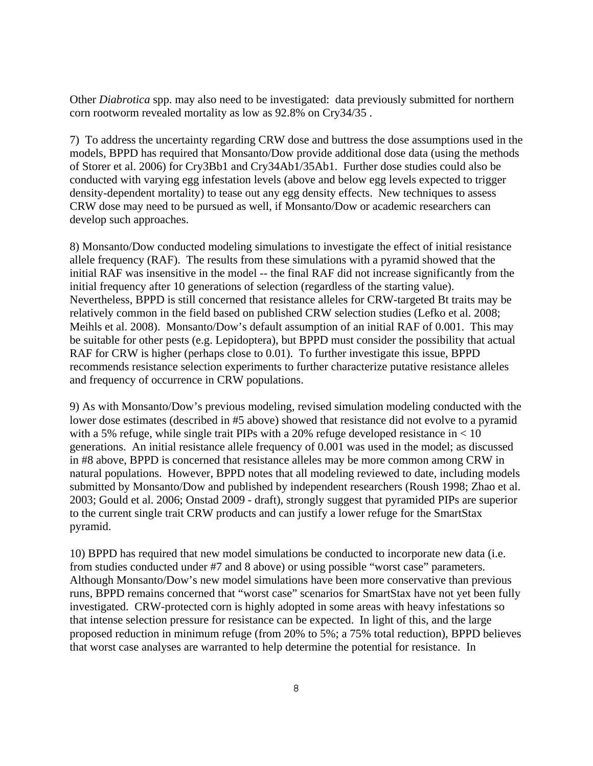Other *Diabrotica* spp. may also need to be investigated: data previously submitted for northern corn rootworm revealed mortality as low as 92.8% on Cry34/35 .

7) To address the uncertainty regarding CRW dose and buttress the dose assumptions used in the models, BPPD has required that Monsanto/Dow provide additional dose data (using the methods of Storer et al. 2006) for Cry3Bb1 and Cry34Ab1/35Ab1. Further dose studies could also be conducted with varying egg infestation levels (above and below egg levels expected to trigger density-dependent mortality) to tease out any egg density effects. New techniques to assess CRW dose may need to be pursued as well, if Monsanto/Dow or academic researchers can develop such approaches.

8) Monsanto/Dow conducted modeling simulations to investigate the effect of initial resistance allele frequency (RAF). The results from these simulations with a pyramid showed that the initial RAF was insensitive in the model -- the final RAF did not increase significantly from the initial frequency after 10 generations of selection (regardless of the starting value). Nevertheless, BPPD is still concerned that resistance alleles for CRW-targeted Bt traits may be relatively common in the field based on published CRW selection studies (Lefko et al. 2008; Meihls et al. 2008). Monsanto/Dow's default assumption of an initial RAF of 0.001. This may be suitable for other pests (e.g. Lepidoptera), but BPPD must consider the possibility that actual RAF for CRW is higher (perhaps close to 0.01). To further investigate this issue, BPPD recommends resistance selection experiments to further characterize putative resistance alleles and frequency of occurrence in CRW populations.

9) As with Monsanto/Dow's previous modeling, revised simulation modeling conducted with the lower dose estimates (described in #5 above) showed that resistance did not evolve to a pyramid with a 5% refuge, while single trait PIPs with a 20% refuge developed resistance in < 10 generations. An initial resistance allele frequency of 0.001 was used in the model; as discussed in #8 above, BPPD is concerned that resistance alleles may be more common among CRW in natural populations. However, BPPD notes that all modeling reviewed to date, including models submitted by Monsanto/Dow and published by independent researchers (Roush 1998; Zhao et al. 2003; Gould et al. 2006; Onstad 2009 - draft), strongly suggest that pyramided PIPs are superior to the current single trait CRW products and can justify a lower refuge for the SmartStax pyramid.

10) BPPD has required that new model simulations be conducted to incorporate new data (i.e. from studies conducted under #7 and 8 above) or using possible "worst case" parameters. Although Monsanto/Dow's new model simulations have been more conservative than previous runs, BPPD remains concerned that "worst case" scenarios for SmartStax have not yet been fully investigated. CRW-protected corn is highly adopted in some areas with heavy infestations so that intense selection pressure for resistance can be expected. In light of this, and the large proposed reduction in minimum refuge (from 20% to 5%; a 75% total reduction), BPPD believes that worst case analyses are warranted to help determine the potential for resistance. In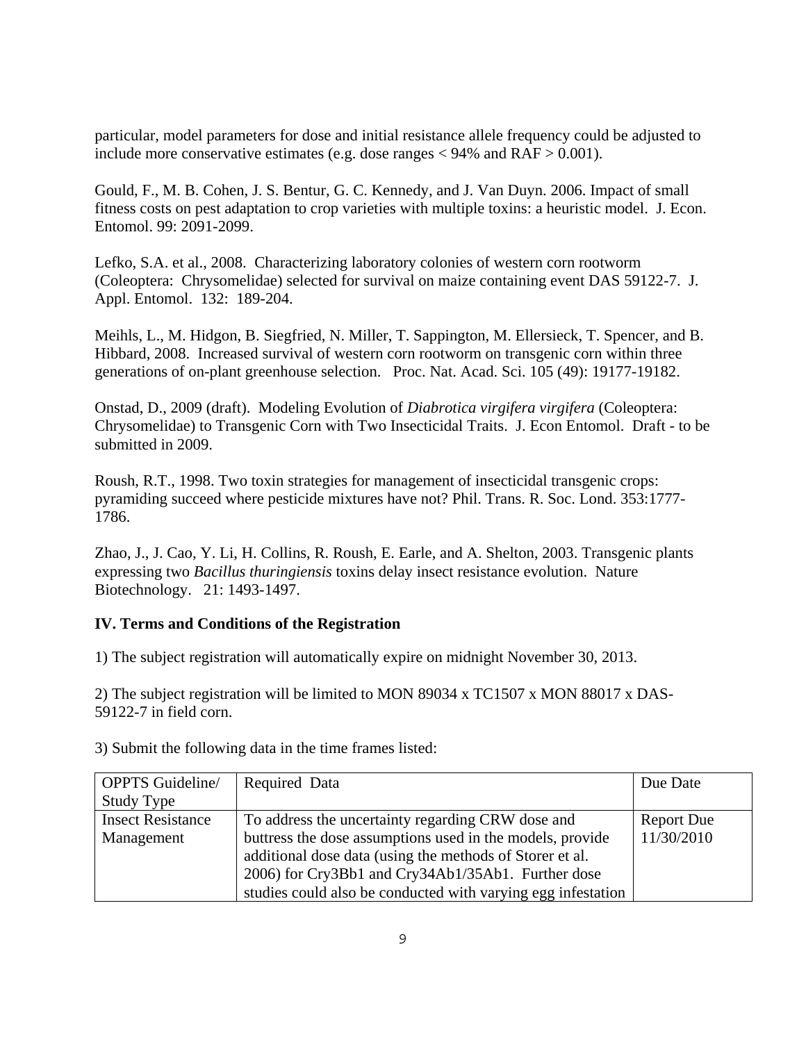particular, model parameters for dose and initial resistance allele frequency could be adjusted to include more conservative estimates (e.g. dose ranges < 94% and RAF > 0.001).

Gould, F., M. B. Cohen, J. S. Bentur, G. C. Kennedy, and J. Van Duyn. 2006. Impact of small fitness costs on pest adaptation to crop varieties with multiple toxins: a heuristic model. J. Econ. Entomol. 99: 2091-2099.

Lefko, S.A. et al., 2008. Characterizing laboratory colonies of western corn rootworm (Coleoptera: Chrysomelidae) selected for survival on maize containing event DAS 59122-7. J. Appl. Entomol. 132: 189-204.

Meihls, L., M. Hidgon, B. Siegfried, N. Miller, T. Sappington, M. Ellersieck, T. Spencer, and B. Hibbard, 2008. Increased survival of western corn rootworm on transgenic corn within three generations of on-plant greenhouse selection. Proc. Nat. Acad. Sci. 105 (49): 19177-19182.

Onstad, D., 2009 (draft). Modeling Evolution of *Diabrotica virgifera virgifera* (Coleoptera: Chrysomelidae) to Transgenic Corn with Two Insecticidal Traits. J. Econ Entomol. Draft - to be submitted in 2009.

Roush, R.T., 1998. Two toxin strategies for management of insecticidal transgenic crops: pyramiding succeed where pesticide mixtures have not? Phil. Trans. R. Soc. Lond. 353:1777-1786.

Zhao, J., J. Cao, Y. Li, H. Collins, R. Roush, E. Earle, and A. Shelton, 2003. Transgenic plants expressing two *Bacillus thuringiensis* toxins delay insect resistance evolution. Nature Biotechnology. 21: 1493-1497.

## IV. Terms and Conditions of the Registration

1) The subject registration will automatically expire on midnight November 30, 2013.

2) The subject registration will be limited to MON 89034 x TC1507 x MON 88017 x DAS-59122-7 in field corn.

3) Submit the following data in the time frames listed:

| OPPTS Guideline/ Study Type | Required Data | Due Date |
|---|---|---|
| Insect Resistance Management | To address the uncertainty regarding CRW dose and buttress the dose assumptions used in the models, provide additional dose data (using the methods of Storer et al. 2006) for Cry3Bb1 and Cry34Ab1/35Ab1. Further dose studies could also be conducted with varying egg infestation | Report Due 11/30/2010 |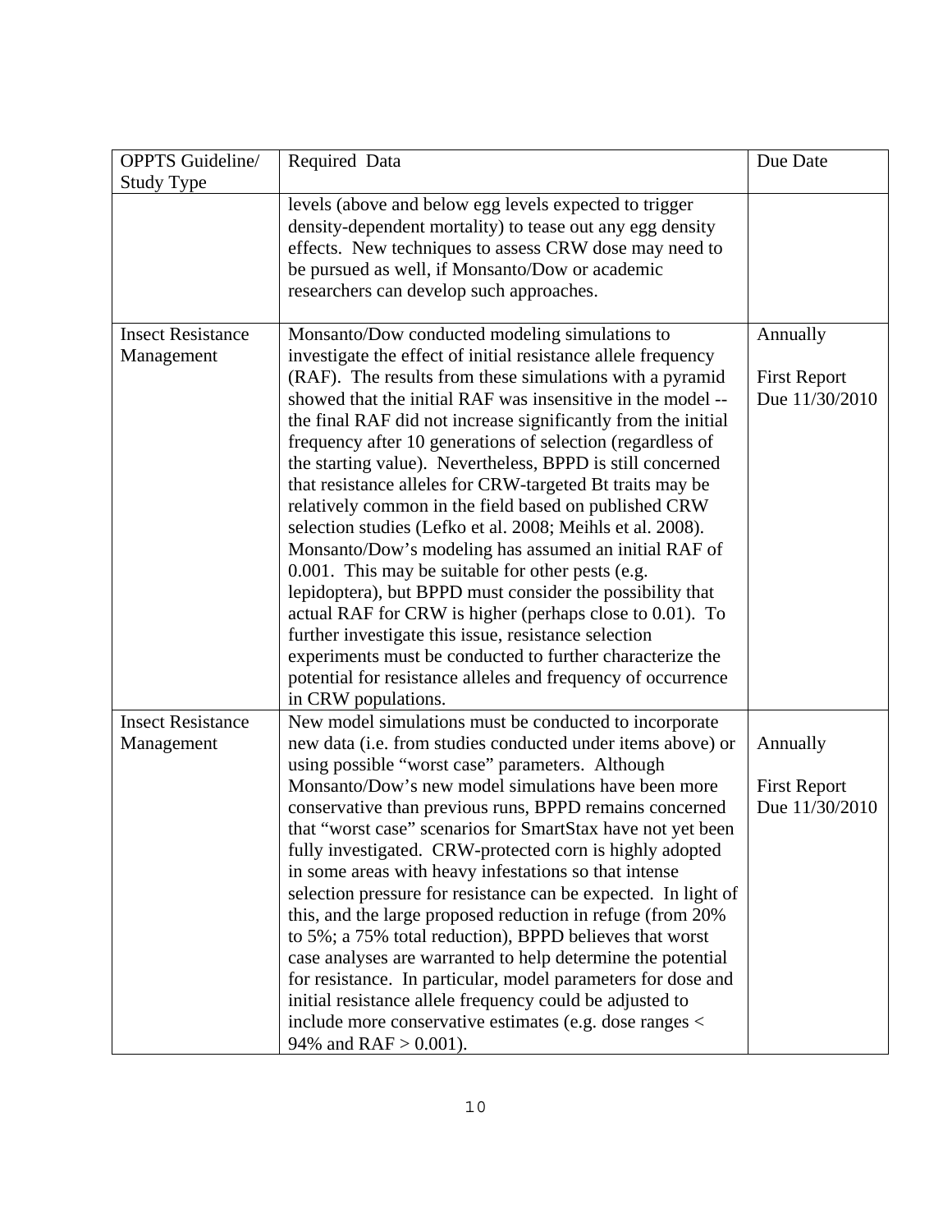| OPPTS Guideline/ Study Type | Required Data | Due Date |
|---|---|---|
| | levels (above and below egg levels expected to trigger density-dependent mortality) to tease out any egg density effects. New techniques to assess CRW dose may need to be pursued as well, if Monsanto/Dow or academic researchers can develop such approaches. | |
| Insect Resistance Management | Monsanto/Dow conducted modeling simulations to investigate the effect of initial resistance allele frequency (RAF). The results from these simulations with a pyramid showed that the initial RAF was insensitive in the model -- the final RAF did not increase significantly from the initial frequency after 10 generations of selection (regardless of the starting value). Nevertheless, BPPD is still concerned that resistance alleles for CRW-targeted Bt traits may be relatively common in the field based on published CRW selection studies (Lefko et al. 2008; Meihls et al. 2008). Monsanto/Dow's modeling has assumed an initial RAF of 0.001. This may be suitable for other pests (e.g. lepidoptera), but BPPD must consider the possibility that actual RAF for CRW is higher (perhaps close to 0.01). To further investigate this issue, resistance selection experiments must be conducted to further characterize the potential for resistance alleles and frequency of occurrence in CRW populations. | Annually<br><br>First Report Due 11/30/2010 |
| Insect Resistance Management | New model simulations must be conducted to incorporate new data (i.e. from studies conducted under items above) or using possible "worst case" parameters. Although Monsanto/Dow's new model simulations have been more conservative than previous runs, BPPD remains concerned that "worst case" scenarios for SmartStax have not yet been fully investigated. CRW-protected corn is highly adopted in some areas with heavy infestations so that intense selection pressure for resistance can be expected. In light of this, and the large proposed reduction in refuge (from 20% to 5%; a 75% total reduction), BPPD believes that worst case analyses are warranted to help determine the potential for resistance. In particular, model parameters for dose and initial resistance allele frequency could be adjusted to include more conservative estimates (e.g. dose ranges < 94% and RAF > 0.001). | Annually<br><br>First Report Due 11/30/2010 |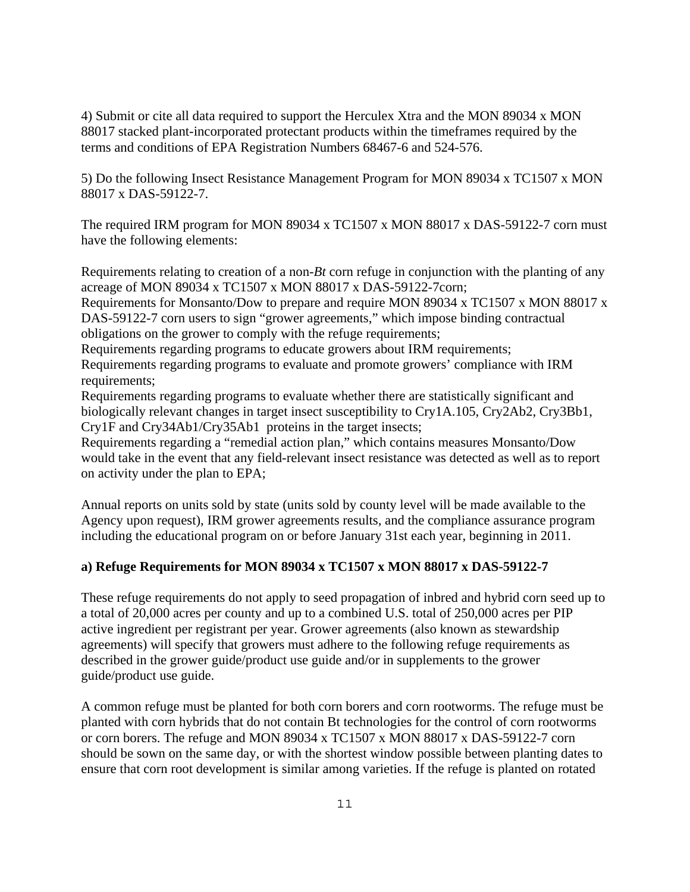4) Submit or cite all data required to support the Herculex Xtra and the MON 89034 x MON 88017 stacked plant-incorporated protectant products within the timeframes required by the terms and conditions of EPA Registration Numbers 68467-6 and 524-576.

5) Do the following Insect Resistance Management Program for MON 89034 x TC1507 x MON 88017 x DAS-59122-7.

The required IRM program for MON 89034 x TC1507 x MON 88017 x DAS-59122-7 corn must have the following elements:

Requirements relating to creation of a non-*Bt* corn refuge in conjunction with the planting of any acreage of MON 89034 x TC1507 x MON 88017 x DAS-59122-7corn;
Requirements for Monsanto/Dow to prepare and require MON 89034 x TC1507 x MON 88017 x DAS-59122-7 corn users to sign "grower agreements," which impose binding contractual obligations on the grower to comply with the refuge requirements;
Requirements regarding programs to educate growers about IRM requirements;
Requirements regarding programs to evaluate and promote growers' compliance with IRM requirements;
Requirements regarding programs to evaluate whether there are statistically significant and biologically relevant changes in target insect susceptibility to Cry1A.105, Cry2Ab2, Cry3Bb1, Cry1F and Cry34Ab1/Cry35Ab1 proteins in the target insects;
Requirements regarding a "remedial action plan," which contains measures Monsanto/Dow would take in the event that any field-relevant insect resistance was detected as well as to report on activity under the plan to EPA;

Annual reports on units sold by state (units sold by county level will be made available to the Agency upon request), IRM grower agreements results, and the compliance assurance program including the educational program on or before January 31st each year, beginning in 2011.

**a) Refuge Requirements for MON 89034 x TC1507 x MON 88017 x DAS-59122-7**

These refuge requirements do not apply to seed propagation of inbred and hybrid corn seed up to a total of 20,000 acres per county and up to a combined U.S. total of 250,000 acres per PIP active ingredient per registrant per year. Grower agreements (also known as stewardship agreements) will specify that growers must adhere to the following refuge requirements as described in the grower guide/product use guide and/or in supplements to the grower guide/product use guide.

A common refuge must be planted for both corn borers and corn rootworms. The refuge must be planted with corn hybrids that do not contain Bt technologies for the control of corn rootworms or corn borers. The refuge and MON 89034 x TC1507 x MON 88017 x DAS-59122-7 corn should be sown on the same day, or with the shortest window possible between planting dates to ensure that corn root development is similar among varieties. If the refuge is planted on rotated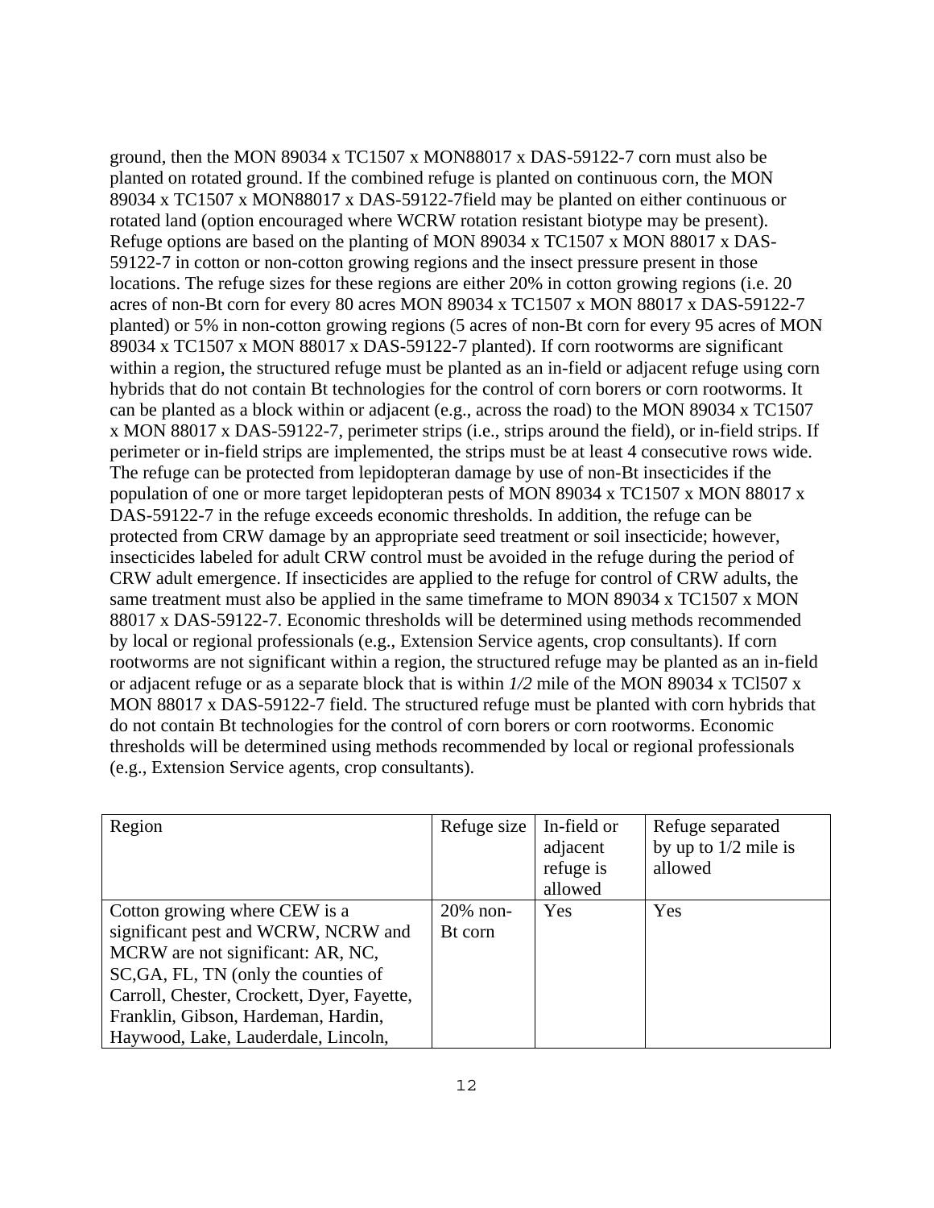ground, then the MON 89034 x TC1507 x MON88017 x DAS-59122-7 corn must also be planted on rotated ground. If the combined refuge is planted on continuous corn, the MON 89034 x TC1507 x MON88017 x DAS-59122-7field may be planted on either continuous or rotated land (option encouraged where WCRW rotation resistant biotype may be present). Refuge options are based on the planting of MON 89034 x TC1507 x MON 88017 x DAS-59122-7 in cotton or non-cotton growing regions and the insect pressure present in those locations. The refuge sizes for these regions are either 20% in cotton growing regions (i.e. 20 acres of non-Bt corn for every 80 acres MON 89034 x TC1507 x MON 88017 x DAS-59122-7 planted) or 5% in non-cotton growing regions (5 acres of non-Bt corn for every 95 acres of MON 89034 x TC1507 x MON 88017 x DAS-59122-7 planted). If corn rootworms are significant within a region, the structured refuge must be planted as an in-field or adjacent refuge using corn hybrids that do not contain Bt technologies for the control of corn borers or corn rootworms. It can be planted as a block within or adjacent (e.g., across the road) to the MON 89034 x TC1507 x MON 88017 x DAS-59122-7, perimeter strips (i.e., strips around the field), or in-field strips. If perimeter or in-field strips are implemented, the strips must be at least 4 consecutive rows wide. The refuge can be protected from lepidopteran damage by use of non-Bt insecticides if the population of one or more target lepidopteran pests of MON 89034 x TC1507 x MON 88017 x DAS-59122-7 in the refuge exceeds economic thresholds. In addition, the refuge can be protected from CRW damage by an appropriate seed treatment or soil insecticide; however, insecticides labeled for adult CRW control must be avoided in the refuge during the period of CRW adult emergence. If insecticides are applied to the refuge for control of CRW adults, the same treatment must also be applied in the same timeframe to MON 89034 x TC1507 x MON 88017 x DAS-59122-7. Economic thresholds will be determined using methods recommended by local or regional professionals (e.g., Extension Service agents, crop consultants). If corn rootworms are not significant within a region, the structured refuge may be planted as an in-field or adjacent refuge or as a separate block that is within *1/2* mile of the MON 89034 x TCl507 x MON 88017 x DAS-59122-7 field. The structured refuge must be planted with corn hybrids that do not contain Bt technologies for the control of corn borers or corn rootworms. Economic thresholds will be determined using methods recommended by local or regional professionals (e.g., Extension Service agents, crop consultants).

| Region | Refuge size | In-field or adjacent refuge is allowed | Refuge separated by up to 1/2 mile is allowed |
|---|---|---|---|
| Cotton growing where CEW is a significant pest and WCRW, NCRW and MCRW are not significant: AR, NC, SC,GA, FL, TN (only the counties of Carroll, Chester, Crockett, Dyer, Fayette, Franklin, Gibson, Hardeman, Hardin, Haywood, Lake, Lauderdale, Lincoln, | 20% non-Bt corn | Yes | Yes |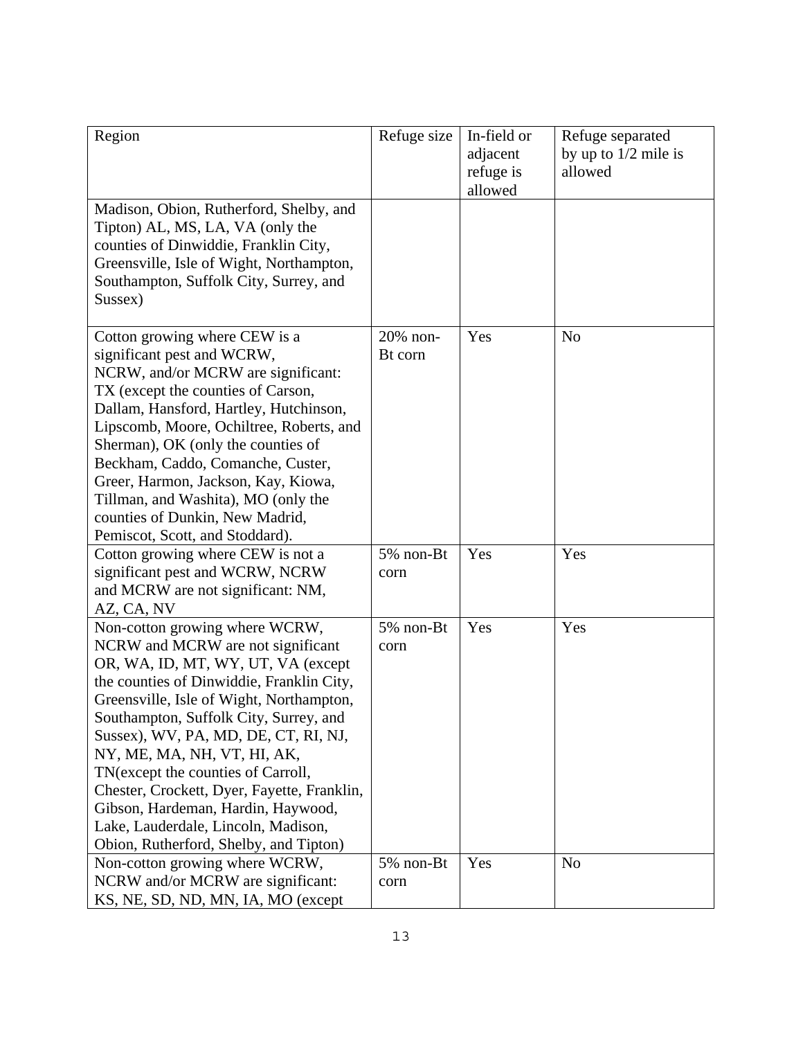| Region | Refuge size | In-field or adjacent refuge is allowed | Refuge separated by up to 1/2 mile is allowed |
|---|---|---|---|
| Madison, Obion, Rutherford, Shelby, and Tipton) AL, MS, LA, VA (only the counties of Dinwiddie, Franklin City, Greensville, Isle of Wight, Northampton, Southampton, Suffolk City, Surrey, and Sussex) | | | |
| Cotton growing where CEW is a significant pest and WCRW, NCRW, and/or MCRW are significant: TX (except the counties of Carson, Dallam, Hansford, Hartley, Hutchinson, Lipscomb, Moore, Ochiltree, Roberts, and Sherman), OK (only the counties of Beckham, Caddo, Comanche, Custer, Greer, Harmon, Jackson, Kay, Kiowa, Tillman, and Washita), MO (only the counties of Dunkin, New Madrid, Pemiscot, Scott, and Stoddard). | 20% non-Bt corn | Yes | No |
| Cotton growing where CEW is not a significant pest and WCRW, NCRW and MCRW are not significant: NM, AZ, CA, NV | 5% non-Bt corn | Yes | Yes |
| Non-cotton growing where WCRW, NCRW and MCRW are not significant OR, WA, ID, MT, WY, UT, VA (except the counties of Dinwiddie, Franklin City, Greensville, Isle of Wight, Northampton, Southampton, Suffolk City, Surrey, and Sussex), WV, PA, MD, DE, CT, RI, NJ, NY, ME, MA, NH, VT, HI, AK, TN(except the counties of Carroll, Chester, Crockett, Dyer, Fayette, Franklin, Gibson, Hardeman, Hardin, Haywood, Lake, Lauderdale, Lincoln, Madison, Obion, Rutherford, Shelby, and Tipton) | 5% non-Bt corn | Yes | Yes |
| Non-cotton growing where WCRW, NCRW and/or MCRW are significant: KS, NE, SD, ND, MN, IA, MO (except | 5% non-Bt corn | Yes | No |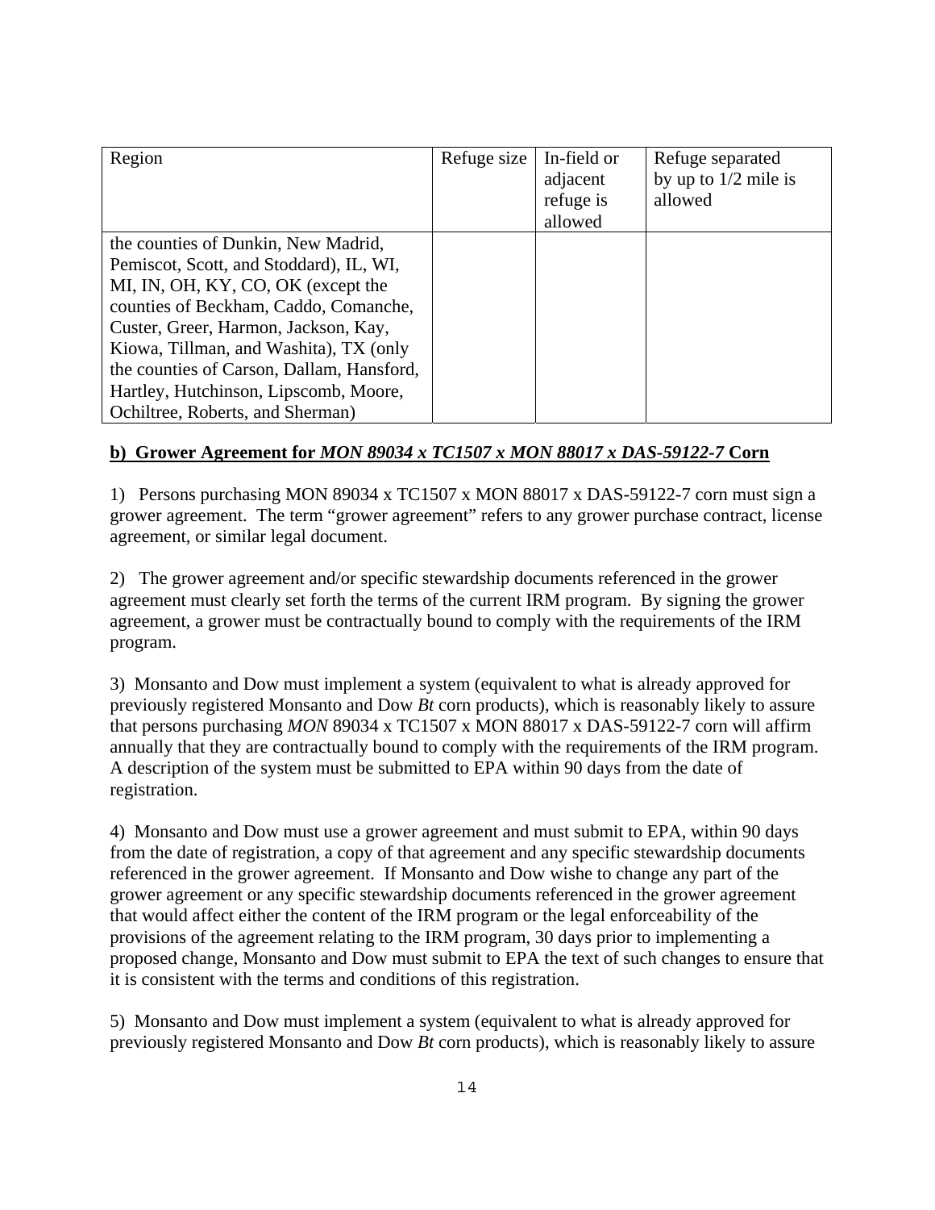| Region | Refuge size | In-field or adjacent refuge is allowed | Refuge separated by up to 1/2 mile is allowed |
|---|---|---|---|
| the counties of Dunkin, New Madrid, Pemiscot, Scott, and Stoddard), IL, WI, MI, IN, OH, KY, CO, OK (except the counties of Beckham, Caddo, Comanche, Custer, Greer, Harmon, Jackson, Kay, Kiowa, Tillman, and Washita), TX (only the counties of Carson, Dallam, Hansford, Hartley, Hutchinson, Lipscomb, Moore, Ochiltree, Roberts, and Sherman) | | | |

**b) Grower Agreement for *MON 89034 x TC1507 x MON 88017 x DAS-59122-7* Corn**

1) Persons purchasing MON 89034 x TC1507 x MON 88017 x DAS-59122-7 corn must sign a grower agreement. The term "grower agreement" refers to any grower purchase contract, license agreement, or similar legal document.

2) The grower agreement and/or specific stewardship documents referenced in the grower agreement must clearly set forth the terms of the current IRM program. By signing the grower agreement, a grower must be contractually bound to comply with the requirements of the IRM program.

3) Monsanto and Dow must implement a system (equivalent to what is already approved for previously registered Monsanto and Dow *Bt* corn products), which is reasonably likely to assure that persons purchasing *MON* 89034 x TC1507 x MON 88017 x DAS-59122-7 corn will affirm annually that they are contractually bound to comply with the requirements of the IRM program. A description of the system must be submitted to EPA within 90 days from the date of registration.

4) Monsanto and Dow must use a grower agreement and must submit to EPA, within 90 days from the date of registration, a copy of that agreement and any specific stewardship documents referenced in the grower agreement. If Monsanto and Dow wishe to change any part of the grower agreement or any specific stewardship documents referenced in the grower agreement that would affect either the content of the IRM program or the legal enforceability of the provisions of the agreement relating to the IRM program, 30 days prior to implementing a proposed change, Monsanto and Dow must submit to EPA the text of such changes to ensure that it is consistent with the terms and conditions of this registration.

5) Monsanto and Dow must implement a system (equivalent to what is already approved for previously registered Monsanto and Dow *Bt* corn products), which is reasonably likely to assure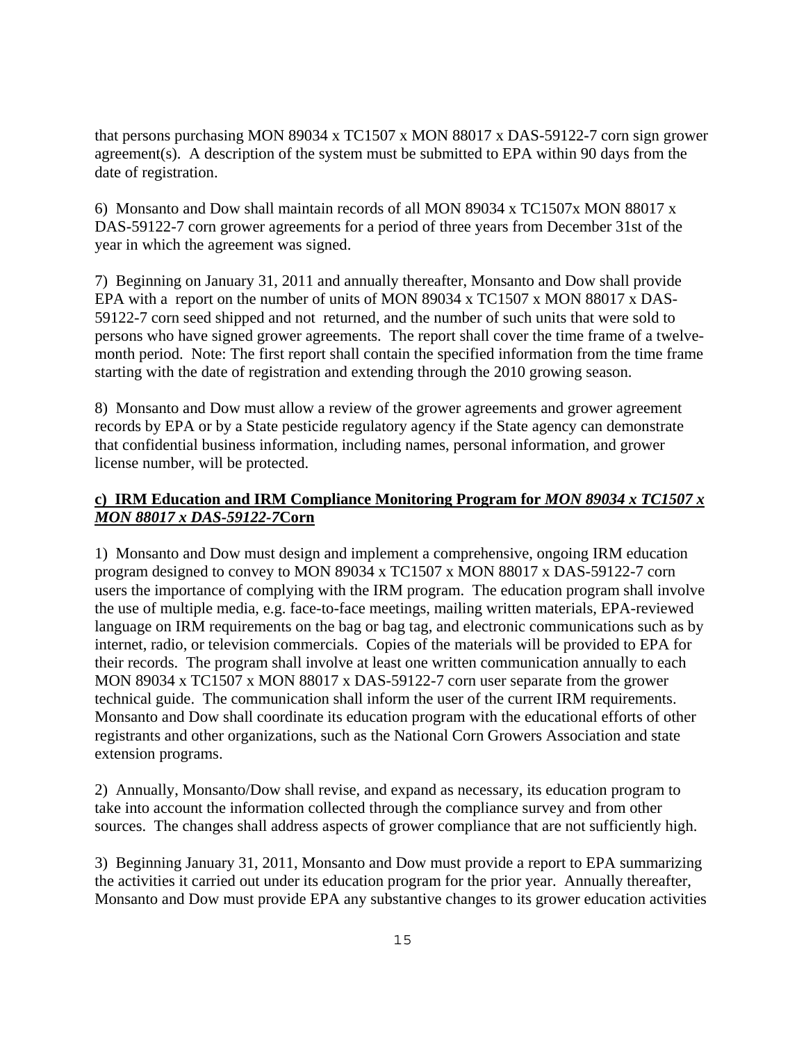that persons purchasing MON 89034 x TC1507 x MON 88017 x DAS-59122-7 corn sign grower agreement(s). A description of the system must be submitted to EPA within 90 days from the date of registration.

6) Monsanto and Dow shall maintain records of all MON 89034 x TC1507x MON 88017 x DAS-59122-7 corn grower agreements for a period of three years from December 31st of the year in which the agreement was signed.

7) Beginning on January 31, 2011 and annually thereafter, Monsanto and Dow shall provide EPA with a report on the number of units of MON 89034 x TC1507 x MON 88017 x DAS-59122-7 corn seed shipped and not returned, and the number of such units that were sold to persons who have signed grower agreements. The report shall cover the time frame of a twelve-month period. Note: The first report shall contain the specified information from the time frame starting with the date of registration and extending through the 2010 growing season.

8) Monsanto and Dow must allow a review of the grower agreements and grower agreement records by EPA or by a State pesticide regulatory agency if the State agency can demonstrate that confidential business information, including names, personal information, and grower license number, will be protected.

**c) IRM Education and IRM Compliance Monitoring Program for *MON 89034 x TC1507 x MON 88017 x DAS-59122-7*Corn**

1) Monsanto and Dow must design and implement a comprehensive, ongoing IRM education program designed to convey to MON 89034 x TC1507 x MON 88017 x DAS-59122-7 corn users the importance of complying with the IRM program. The education program shall involve the use of multiple media, e.g. face-to-face meetings, mailing written materials, EPA-reviewed language on IRM requirements on the bag or bag tag, and electronic communications such as by internet, radio, or television commercials. Copies of the materials will be provided to EPA for their records. The program shall involve at least one written communication annually to each MON 89034 x TC1507 x MON 88017 x DAS-59122-7 corn user separate from the grower technical guide. The communication shall inform the user of the current IRM requirements. Monsanto and Dow shall coordinate its education program with the educational efforts of other registrants and other organizations, such as the National Corn Growers Association and state extension programs.

2) Annually, Monsanto/Dow shall revise, and expand as necessary, its education program to take into account the information collected through the compliance survey and from other sources. The changes shall address aspects of grower compliance that are not sufficiently high.

3) Beginning January 31, 2011, Monsanto and Dow must provide a report to EPA summarizing the activities it carried out under its education program for the prior year. Annually thereafter, Monsanto and Dow must provide EPA any substantive changes to its grower education activities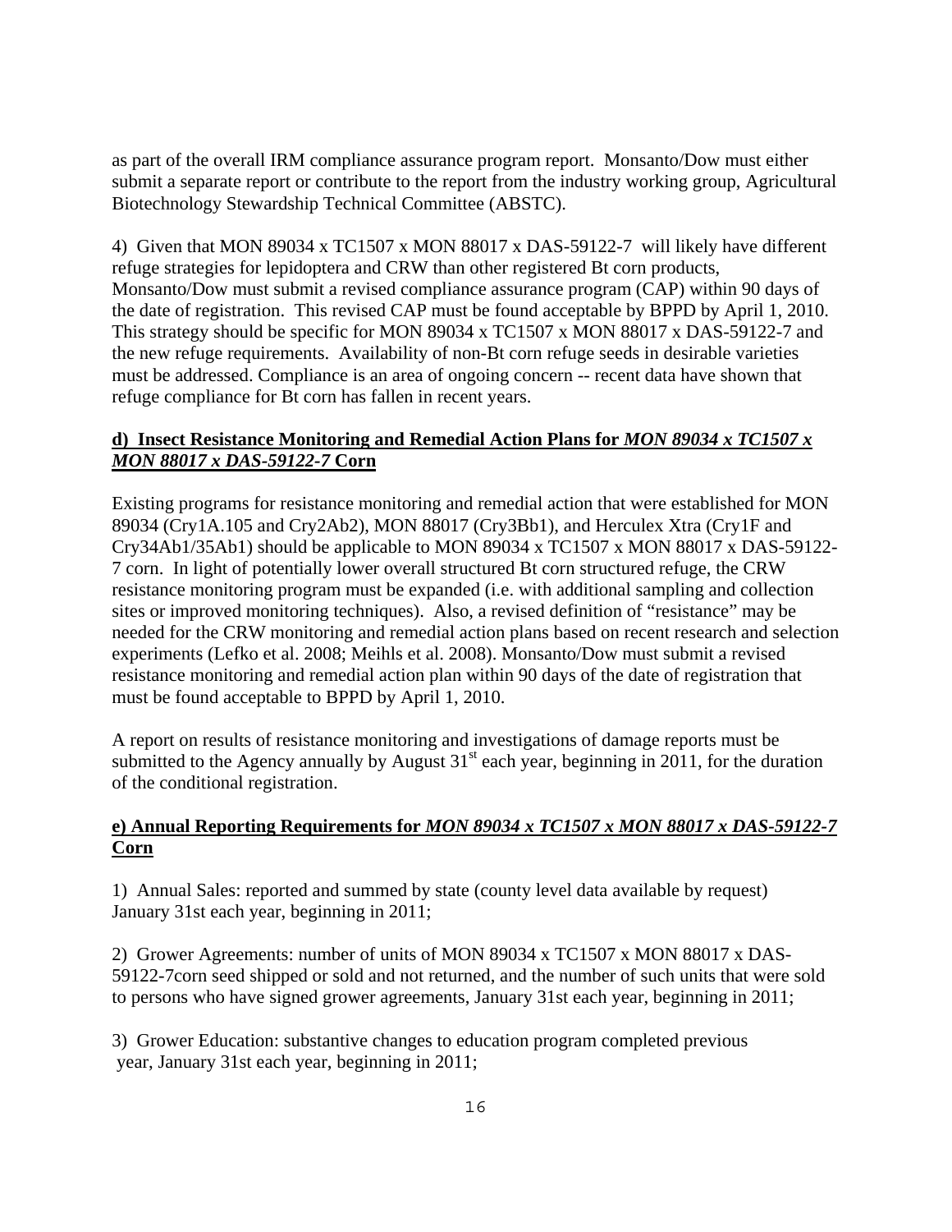as part of the overall IRM compliance assurance program report. Monsanto/Dow must either submit a separate report or contribute to the report from the industry working group, Agricultural Biotechnology Stewardship Technical Committee (ABSTC).

4) Given that MON 89034 x TC1507 x MON 88017 x DAS-59122-7 will likely have different refuge strategies for lepidoptera and CRW than other registered Bt corn products, Monsanto/Dow must submit a revised compliance assurance program (CAP) within 90 days of the date of registration. This revised CAP must be found acceptable by BPPD by April 1, 2010. This strategy should be specific for MON 89034 x TC1507 x MON 88017 x DAS-59122-7 and the new refuge requirements. Availability of non-Bt corn refuge seeds in desirable varieties must be addressed. Compliance is an area of ongoing concern -- recent data have shown that refuge compliance for Bt corn has fallen in recent years.

**d) Insect Resistance Monitoring and Remedial Action Plans for *MON 89034 x TC1507 x MON 88017 x DAS-59122-7* Corn**

Existing programs for resistance monitoring and remedial action that were established for MON 89034 (Cry1A.105 and Cry2Ab2), MON 88017 (Cry3Bb1), and Herculex Xtra (Cry1F and Cry34Ab1/35Ab1) should be applicable to MON 89034 x TC1507 x MON 88017 x DAS-59122-7 corn. In light of potentially lower overall structured Bt corn structured refuge, the CRW resistance monitoring program must be expanded (i.e. with additional sampling and collection sites or improved monitoring techniques). Also, a revised definition of "resistance" may be needed for the CRW monitoring and remedial action plans based on recent research and selection experiments (Lefko et al. 2008; Meihls et al. 2008). Monsanto/Dow must submit a revised resistance monitoring and remedial action plan within 90 days of the date of registration that must be found acceptable to BPPD by April 1, 2010.

A report on results of resistance monitoring and investigations of damage reports must be submitted to the Agency annually by August 31st each year, beginning in 2011, for the duration of the conditional registration.

**e) Annual Reporting Requirements for *MON 89034 x TC1507 x MON 88017 x DAS-59122-7* Corn**

1) Annual Sales: reported and summed by state (county level data available by request) January 31st each year, beginning in 2011;

2) Grower Agreements: number of units of MON 89034 x TC1507 x MON 88017 x DAS-59122-7corn seed shipped or sold and not returned, and the number of such units that were sold to persons who have signed grower agreements, January 31st each year, beginning in 2011;

3) Grower Education: substantive changes to education program completed previous year, January 31st each year, beginning in 2011;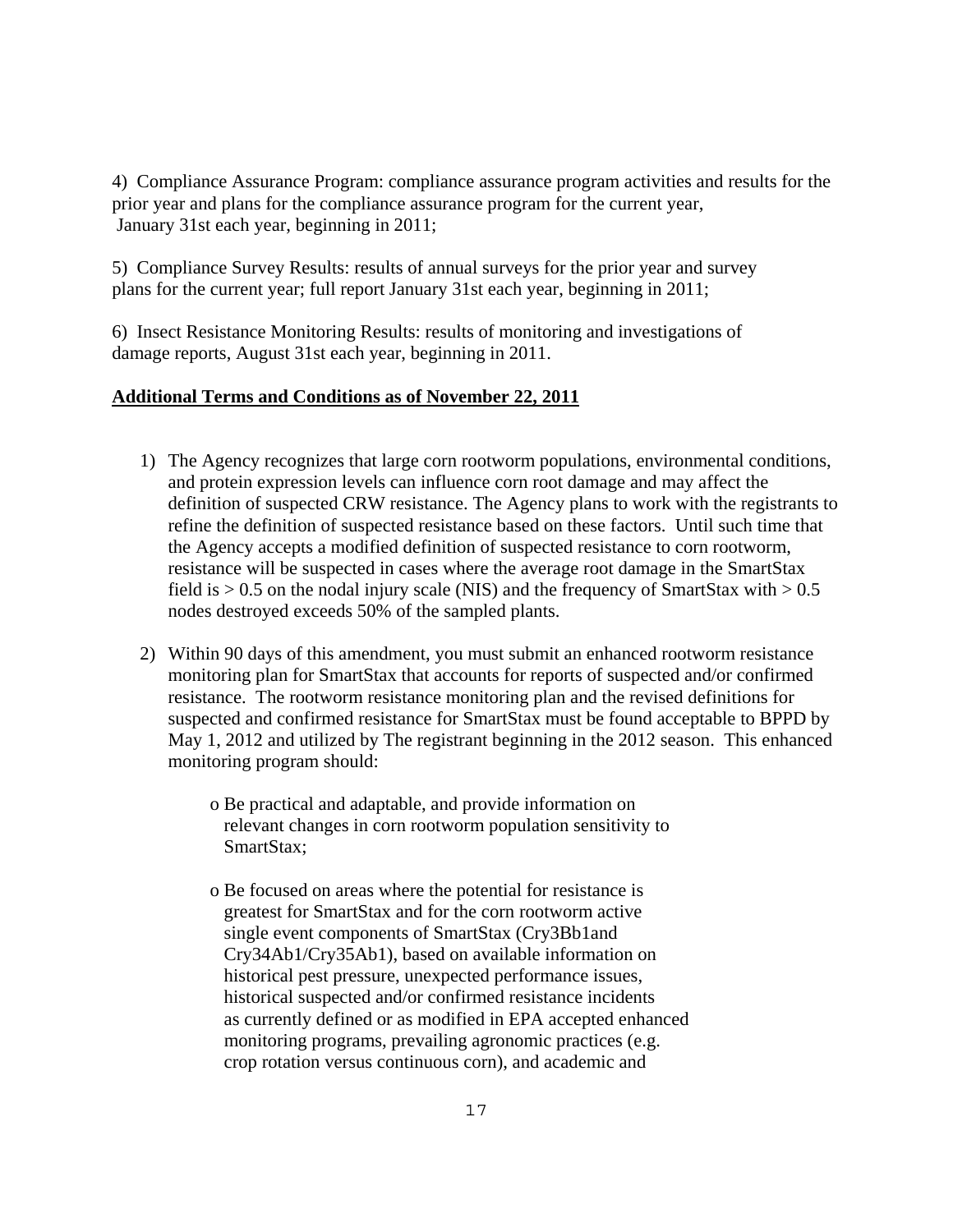4) Compliance Assurance Program: compliance assurance program activities and results for the prior year and plans for the compliance assurance program for the current year, January 31st each year, beginning in 2011;

5) Compliance Survey Results: results of annual surveys for the prior year and survey plans for the current year; full report January 31st each year, beginning in 2011;

6) Insect Resistance Monitoring Results: results of monitoring and investigations of damage reports, August 31st each year, beginning in 2011.

**Additional Terms and Conditions as of November 22, 2011**

1) The Agency recognizes that large corn rootworm populations, environmental conditions, and protein expression levels can influence corn root damage and may affect the definition of suspected CRW resistance. The Agency plans to work with the registrants to refine the definition of suspected resistance based on these factors. Until such time that the Agency accepts a modified definition of suspected resistance to corn rootworm, resistance will be suspected in cases where the average root damage in the SmartStax field is > 0.5 on the nodal injury scale (NIS) and the frequency of SmartStax with > 0.5 nodes destroyed exceeds 50% of the sampled plants.

2) Within 90 days of this amendment, you must submit an enhanced rootworm resistance monitoring plan for SmartStax that accounts for reports of suspected and/or confirmed resistance. The rootworm resistance monitoring plan and the revised definitions for suspected and confirmed resistance for SmartStax must be found acceptable to BPPD by May 1, 2012 and utilized by The registrant beginning in the 2012 season. This enhanced monitoring program should:

   - Be practical and adaptable, and provide information on relevant changes in corn rootworm population sensitivity to SmartStax;

   - Be focused on areas where the potential for resistance is greatest for SmartStax and for the corn rootworm active single event components of SmartStax (Cry3Bb1and Cry34Ab1/Cry35Ab1), based on available information on historical pest pressure, unexpected performance issues, historical suspected and/or confirmed resistance incidents as currently defined or as modified in EPA accepted enhanced monitoring programs, prevailing agronomic practices (e.g. crop rotation versus continuous corn), and academic and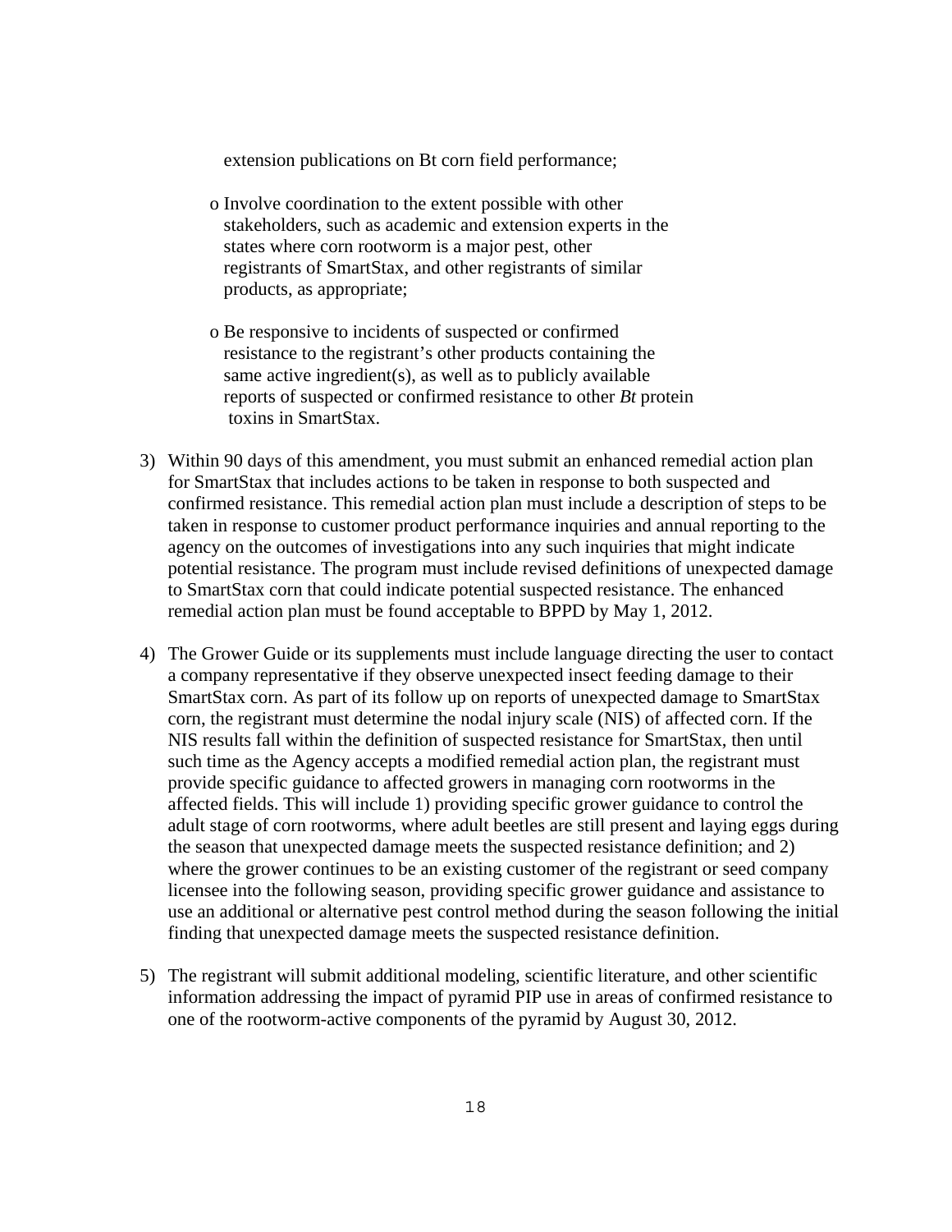extension publications on Bt corn field performance;

- o Involve coordination to the extent possible with other stakeholders, such as academic and extension experts in the states where corn rootworm is a major pest, other registrants of SmartStax, and other registrants of similar products, as appropriate;

- o Be responsive to incidents of suspected or confirmed resistance to the registrant's other products containing the same active ingredient(s), as well as to publicly available reports of suspected or confirmed resistance to other *Bt* protein toxins in SmartStax.

3) Within 90 days of this amendment, you must submit an enhanced remedial action plan for SmartStax that includes actions to be taken in response to both suspected and confirmed resistance. This remedial action plan must include a description of steps to be taken in response to customer product performance inquiries and annual reporting to the agency on the outcomes of investigations into any such inquiries that might indicate potential resistance. The program must include revised definitions of unexpected damage to SmartStax corn that could indicate potential suspected resistance. The enhanced remedial action plan must be found acceptable to BPPD by May 1, 2012.

4) The Grower Guide or its supplements must include language directing the user to contact a company representative if they observe unexpected insect feeding damage to their SmartStax corn. As part of its follow up on reports of unexpected damage to SmartStax corn, the registrant must determine the nodal injury scale (NIS) of affected corn. If the NIS results fall within the definition of suspected resistance for SmartStax, then until such time as the Agency accepts a modified remedial action plan, the registrant must provide specific guidance to affected growers in managing corn rootworms in the affected fields. This will include 1) providing specific grower guidance to control the adult stage of corn rootworms, where adult beetles are still present and laying eggs during the season that unexpected damage meets the suspected resistance definition; and 2) where the grower continues to be an existing customer of the registrant or seed company licensee into the following season, providing specific grower guidance and assistance to use an additional or alternative pest control method during the season following the initial finding that unexpected damage meets the suspected resistance definition.

5) The registrant will submit additional modeling, scientific literature, and other scientific information addressing the impact of pyramid PIP use in areas of confirmed resistance to one of the rootworm-active components of the pyramid by August 30, 2012.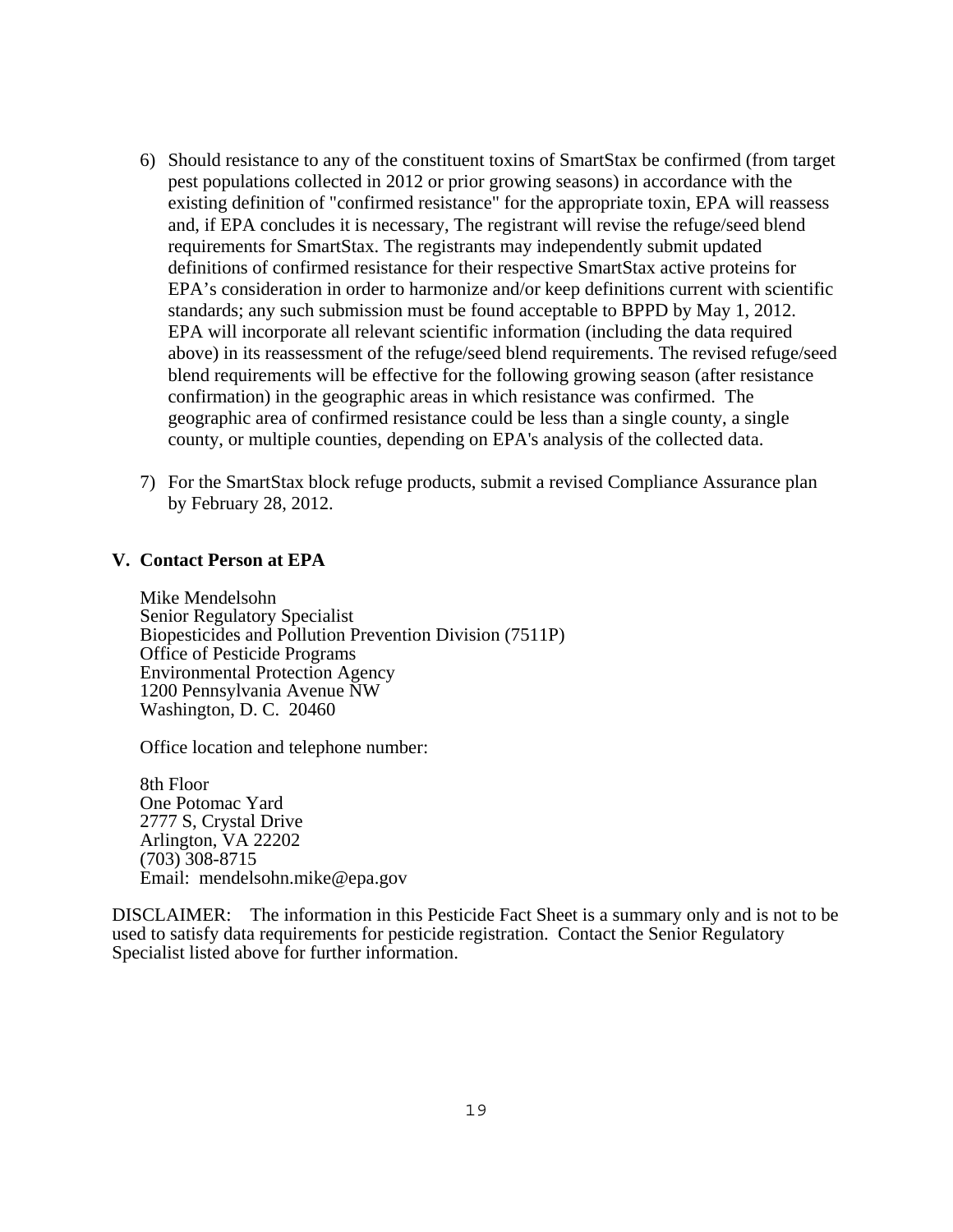6) Should resistance to any of the constituent toxins of SmartStax be confirmed (from target pest populations collected in 2012 or prior growing seasons) in accordance with the existing definition of "confirmed resistance" for the appropriate toxin, EPA will reassess and, if EPA concludes it is necessary, The registrant will revise the refuge/seed blend requirements for SmartStax. The registrants may independently submit updated definitions of confirmed resistance for their respective SmartStax active proteins for EPA's consideration in order to harmonize and/or keep definitions current with scientific standards; any such submission must be found acceptable to BPPD by May 1, 2012. EPA will incorporate all relevant scientific information (including the data required above) in its reassessment of the refuge/seed blend requirements. The revised refuge/seed blend requirements will be effective for the following growing season (after resistance confirmation) in the geographic areas in which resistance was confirmed. The geographic area of confirmed resistance could be less than a single county, a single county, or multiple counties, depending on EPA's analysis of the collected data.

7) For the SmartStax block refuge products, submit a revised Compliance Assurance plan by February 28, 2012.

## V. Contact Person at EPA

Mike Mendelsohn
Senior Regulatory Specialist
Biopesticides and Pollution Prevention Division (7511P)
Office of Pesticide Programs
Environmental Protection Agency
1200 Pennsylvania Avenue NW
Washington, D. C. 20460

Office location and telephone number:

8th Floor
One Potomac Yard
2777 S, Crystal Drive
Arlington, VA 22202
(703) 308-8715
Email: mendelsohn.mike@epa.gov

DISCLAIMER: The information in this Pesticide Fact Sheet is a summary only and is not to be used to satisfy data requirements for pesticide registration. Contact the Senior Regulatory Specialist listed above for further information.